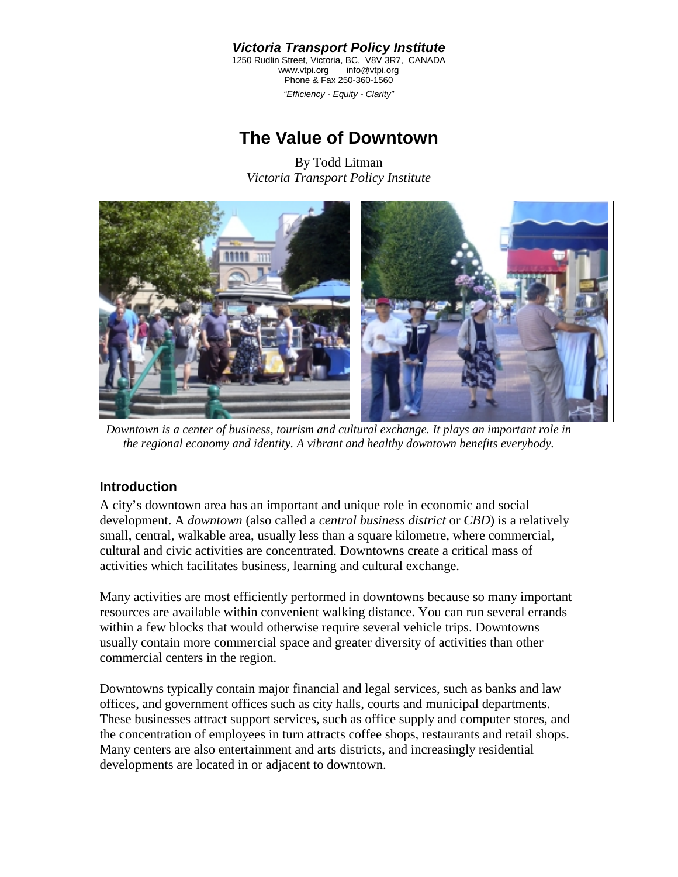**_Victoria Transport Policy Institute_**
1250 Rudlin Street, Victoria, BC, V8V 3R7, CANADA
www.vtpi.org info@vtpi.org
Phone & Fax 250-360-1560
*"Efficiency - Equity - Clarity"*

# The Value of Downtown

By Todd Litman
*Victoria Transport Policy Institute*

*Downtown is a center of business, tourism and cultural exchange. It plays an important role in the regional economy and identity. A vibrant and healthy downtown benefits everybody.*

## Introduction

A city's downtown area has an important and unique role in economic and social development. A *downtown* (also called a *central business district* or *CBD*) is a relatively small, central, walkable area, usually less than a square kilometre, where commercial, cultural and civic activities are concentrated. Downtowns create a critical mass of activities which facilitates business, learning and cultural exchange.

Many activities are most efficiently performed in downtowns because so many important resources are available within convenient walking distance. You can run several errands within a few blocks that would otherwise require several vehicle trips. Downtowns usually contain more commercial space and greater diversity of activities than other commercial centers in the region.

Downtowns typically contain major financial and legal services, such as banks and law offices, and government offices such as city halls, courts and municipal departments. These businesses attract support services, such as office supply and computer stores, and the concentration of employees in turn attracts coffee shops, restaurants and retail shops. Many centers are also entertainment and arts districts, and increasingly residential developments are located in or adjacent to downtown.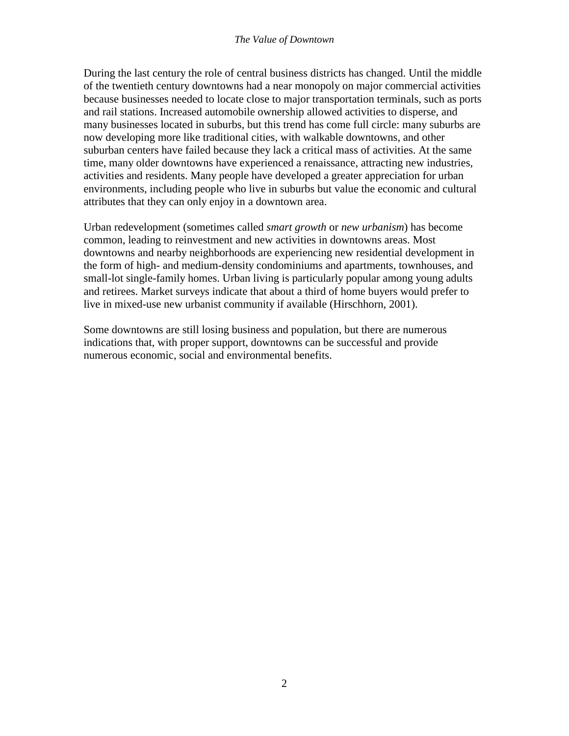During the last century the role of central business districts has changed. Until the middle of the twentieth century downtowns had a near monopoly on major commercial activities because businesses needed to locate close to major transportation terminals, such as ports and rail stations. Increased automobile ownership allowed activities to disperse, and many businesses located in suburbs, but this trend has come full circle: many suburbs are now developing more like traditional cities, with walkable downtowns, and other suburban centers have failed because they lack a critical mass of activities. At the same time, many older downtowns have experienced a renaissance, attracting new industries, activities and residents. Many people have developed a greater appreciation for urban environments, including people who live in suburbs but value the economic and cultural attributes that they can only enjoy in a downtown area.

Urban redevelopment (sometimes called *smart growth* or *new urbanism*) has become common, leading to reinvestment and new activities in downtowns areas. Most downtowns and nearby neighborhoods are experiencing new residential development in the form of high- and medium-density condominiums and apartments, townhouses, and small-lot single-family homes. Urban living is particularly popular among young adults and retirees. Market surveys indicate that about a third of home buyers would prefer to live in mixed-use new urbanist community if available (Hirschhorn, 2001).

Some downtowns are still losing business and population, but there are numerous indications that, with proper support, downtowns can be successful and provide numerous economic, social and environmental benefits.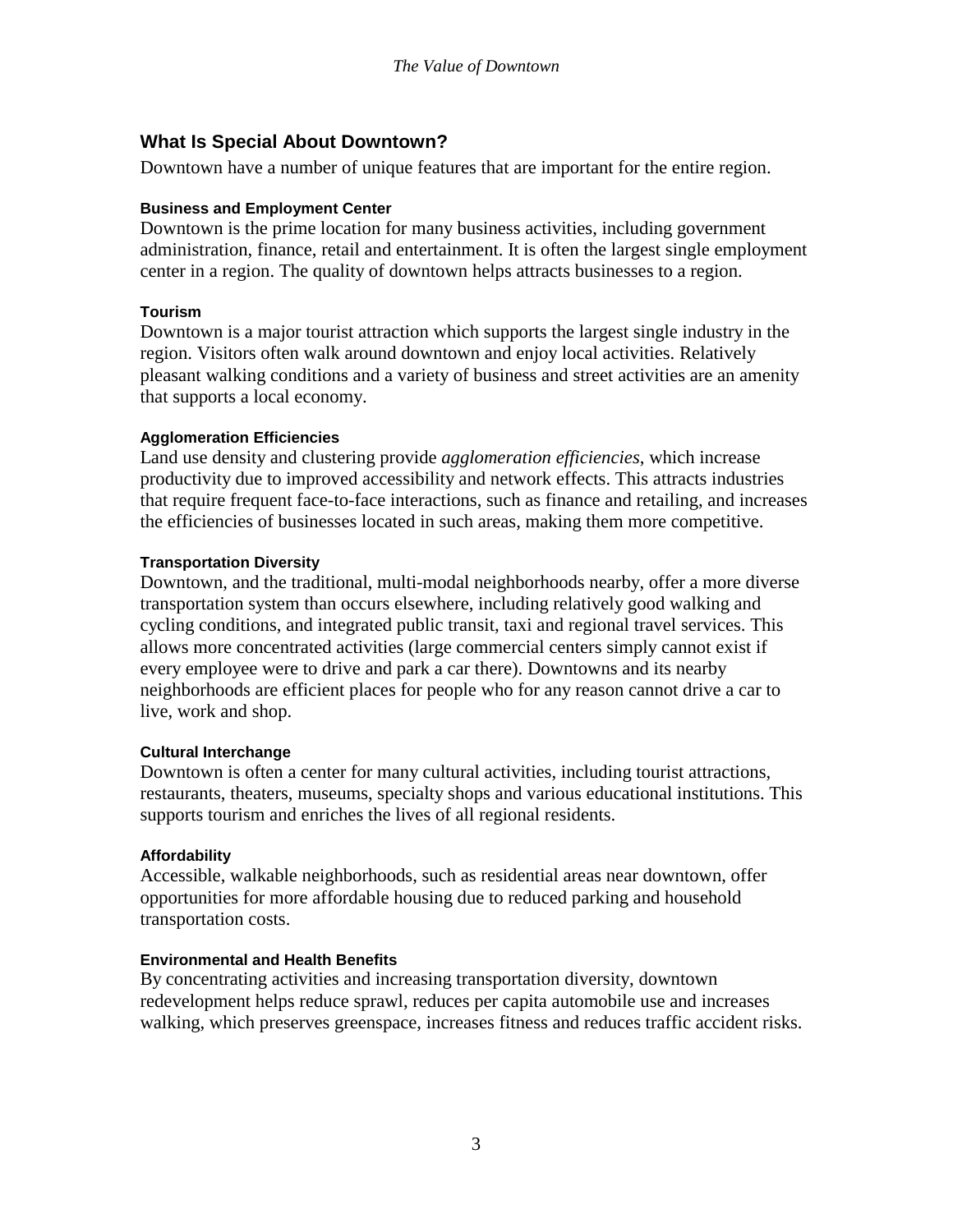## What Is Special About Downtown?

Downtown have a number of unique features that are important for the entire region.

#### Business and Employment Center

Downtown is the prime location for many business activities, including government administration, finance, retail and entertainment. It is often the largest single employment center in a region. The quality of downtown helps attracts businesses to a region.

#### Tourism

Downtown is a major tourist attraction which supports the largest single industry in the region. Visitors often walk around downtown and enjoy local activities. Relatively pleasant walking conditions and a variety of business and street activities are an amenity that supports a local economy.

#### Agglomeration Efficiencies

Land use density and clustering provide *agglomeration efficiencies*, which increase productivity due to improved accessibility and network effects. This attracts industries that require frequent face-to-face interactions, such as finance and retailing, and increases the efficiencies of businesses located in such areas, making them more competitive.

#### Transportation Diversity

Downtown, and the traditional, multi-modal neighborhoods nearby, offer a more diverse transportation system than occurs elsewhere, including relatively good walking and cycling conditions, and integrated public transit, taxi and regional travel services. This allows more concentrated activities (large commercial centers simply cannot exist if every employee were to drive and park a car there). Downtowns and its nearby neighborhoods are efficient places for people who for any reason cannot drive a car to live, work and shop.

#### Cultural Interchange

Downtown is often a center for many cultural activities, including tourist attractions, restaurants, theaters, museums, specialty shops and various educational institutions. This supports tourism and enriches the lives of all regional residents.

#### Affordability

Accessible, walkable neighborhoods, such as residential areas near downtown, offer opportunities for more affordable housing due to reduced parking and household transportation costs.

#### Environmental and Health Benefits

By concentrating activities and increasing transportation diversity, downtown redevelopment helps reduce sprawl, reduces per capita automobile use and increases walking, which preserves greenspace, increases fitness and reduces traffic accident risks.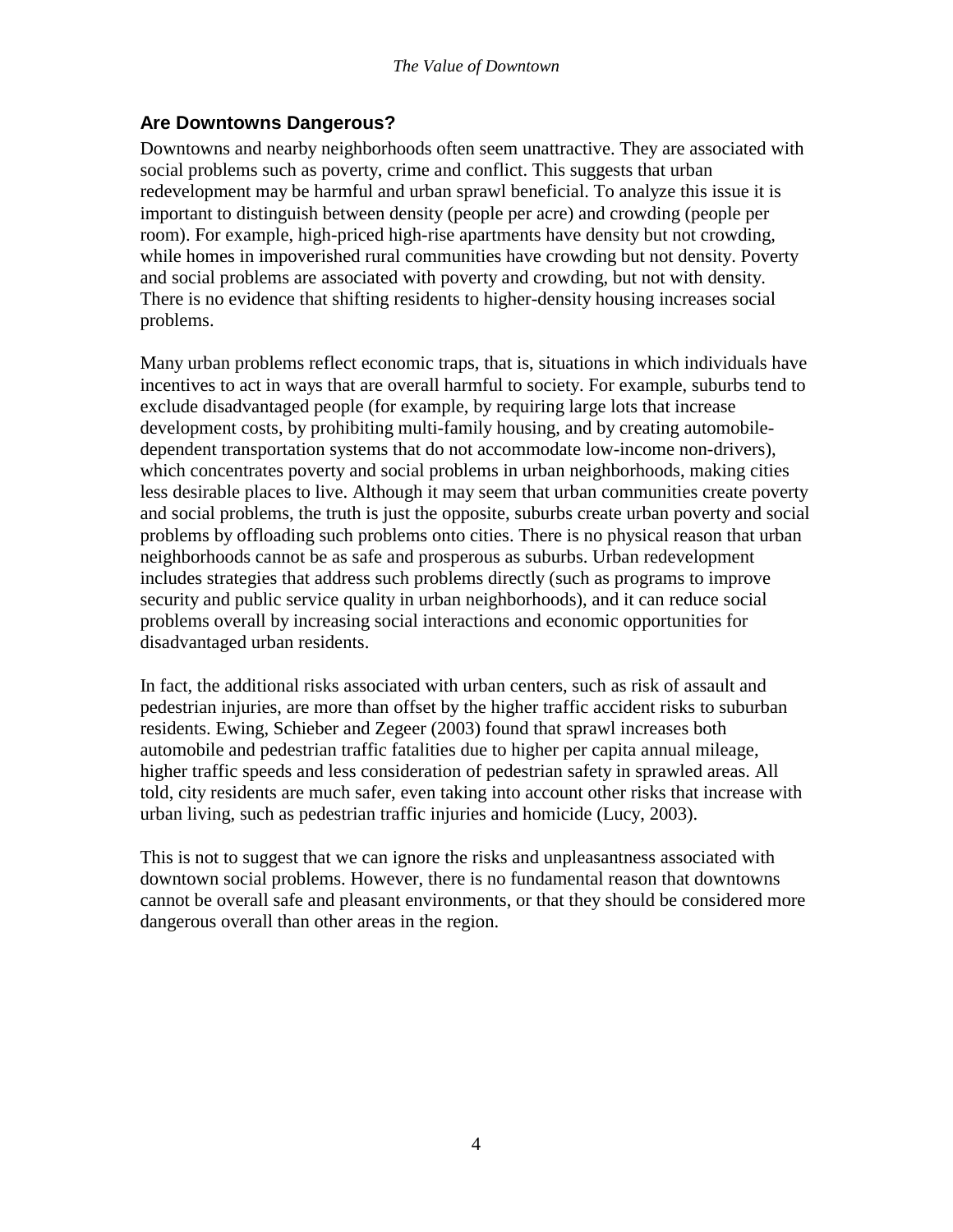## Are Downtowns Dangerous?

Downtowns and nearby neighborhoods often seem unattractive. They are associated with social problems such as poverty, crime and conflict. This suggests that urban redevelopment may be harmful and urban sprawl beneficial. To analyze this issue it is important to distinguish between density (people per acre) and crowding (people per room). For example, high-priced high-rise apartments have density but not crowding, while homes in impoverished rural communities have crowding but not density. Poverty and social problems are associated with poverty and crowding, but not with density. There is no evidence that shifting residents to higher-density housing increases social problems.

Many urban problems reflect economic traps, that is, situations in which individuals have incentives to act in ways that are overall harmful to society. For example, suburbs tend to exclude disadvantaged people (for example, by requiring large lots that increase development costs, by prohibiting multi-family housing, and by creating automobile-dependent transportation systems that do not accommodate low-income non-drivers), which concentrates poverty and social problems in urban neighborhoods, making cities less desirable places to live. Although it may seem that urban communities create poverty and social problems, the truth is just the opposite, suburbs create urban poverty and social problems by offloading such problems onto cities. There is no physical reason that urban neighborhoods cannot be as safe and prosperous as suburbs. Urban redevelopment includes strategies that address such problems directly (such as programs to improve security and public service quality in urban neighborhoods), and it can reduce social problems overall by increasing social interactions and economic opportunities for disadvantaged urban residents.

In fact, the additional risks associated with urban centers, such as risk of assault and pedestrian injuries, are more than offset by the higher traffic accident risks to suburban residents. Ewing, Schieber and Zegeer (2003) found that sprawl increases both automobile and pedestrian traffic fatalities due to higher per capita annual mileage, higher traffic speeds and less consideration of pedestrian safety in sprawled areas. All told, city residents are much safer, even taking into account other risks that increase with urban living, such as pedestrian traffic injuries and homicide (Lucy, 2003).

This is not to suggest that we can ignore the risks and unpleasantness associated with downtown social problems. However, there is no fundamental reason that downtowns cannot be overall safe and pleasant environments, or that they should be considered more dangerous overall than other areas in the region.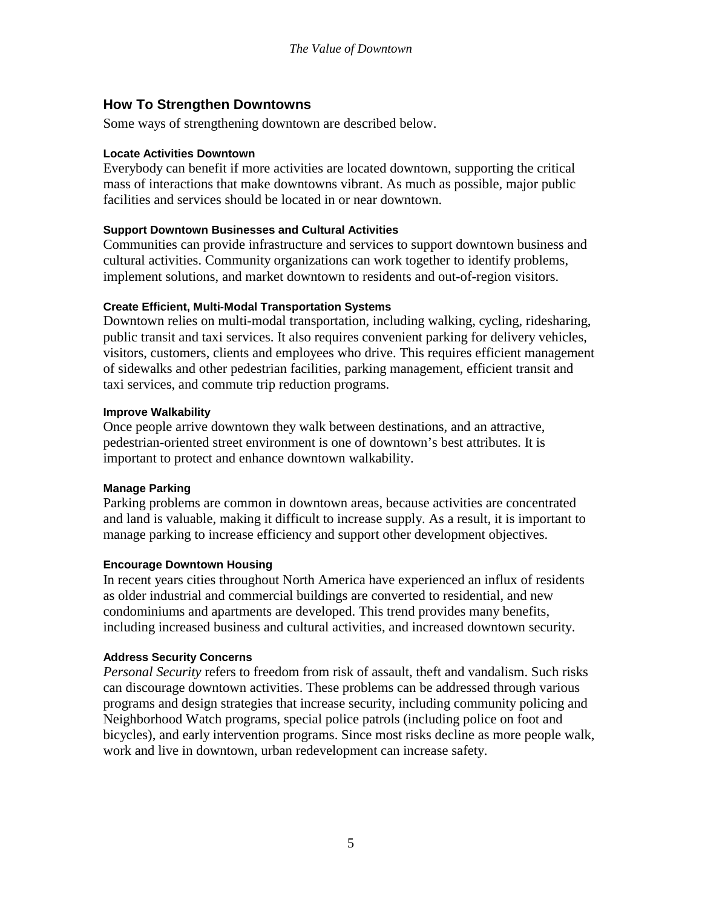## How To Strengthen Downtowns

Some ways of strengthening downtown are described below.

### Locate Activities Downtown

Everybody can benefit if more activities are located downtown, supporting the critical mass of interactions that make downtowns vibrant. As much as possible, major public facilities and services should be located in or near downtown.

### Support Downtown Businesses and Cultural Activities

Communities can provide infrastructure and services to support downtown business and cultural activities. Community organizations can work together to identify problems, implement solutions, and market downtown to residents and out-of-region visitors.

### Create Efficient, Multi-Modal Transportation Systems

Downtown relies on multi-modal transportation, including walking, cycling, ridesharing, public transit and taxi services. It also requires convenient parking for delivery vehicles, visitors, customers, clients and employees who drive. This requires efficient management of sidewalks and other pedestrian facilities, parking management, efficient transit and taxi services, and commute trip reduction programs.

### Improve Walkability

Once people arrive downtown they walk between destinations, and an attractive, pedestrian-oriented street environment is one of downtown's best attributes. It is important to protect and enhance downtown walkability.

### Manage Parking

Parking problems are common in downtown areas, because activities are concentrated and land is valuable, making it difficult to increase supply. As a result, it is important to manage parking to increase efficiency and support other development objectives.

### Encourage Downtown Housing

In recent years cities throughout North America have experienced an influx of residents as older industrial and commercial buildings are converted to residential, and new condominiums and apartments are developed. This trend provides many benefits, including increased business and cultural activities, and increased downtown security.

### Address Security Concerns

*Personal Security* refers to freedom from risk of assault, theft and vandalism. Such risks can discourage downtown activities. These problems can be addressed through various programs and design strategies that increase security, including community policing and Neighborhood Watch programs, special police patrols (including police on foot and bicycles), and early intervention programs. Since most risks decline as more people walk, work and live in downtown, urban redevelopment can increase safety.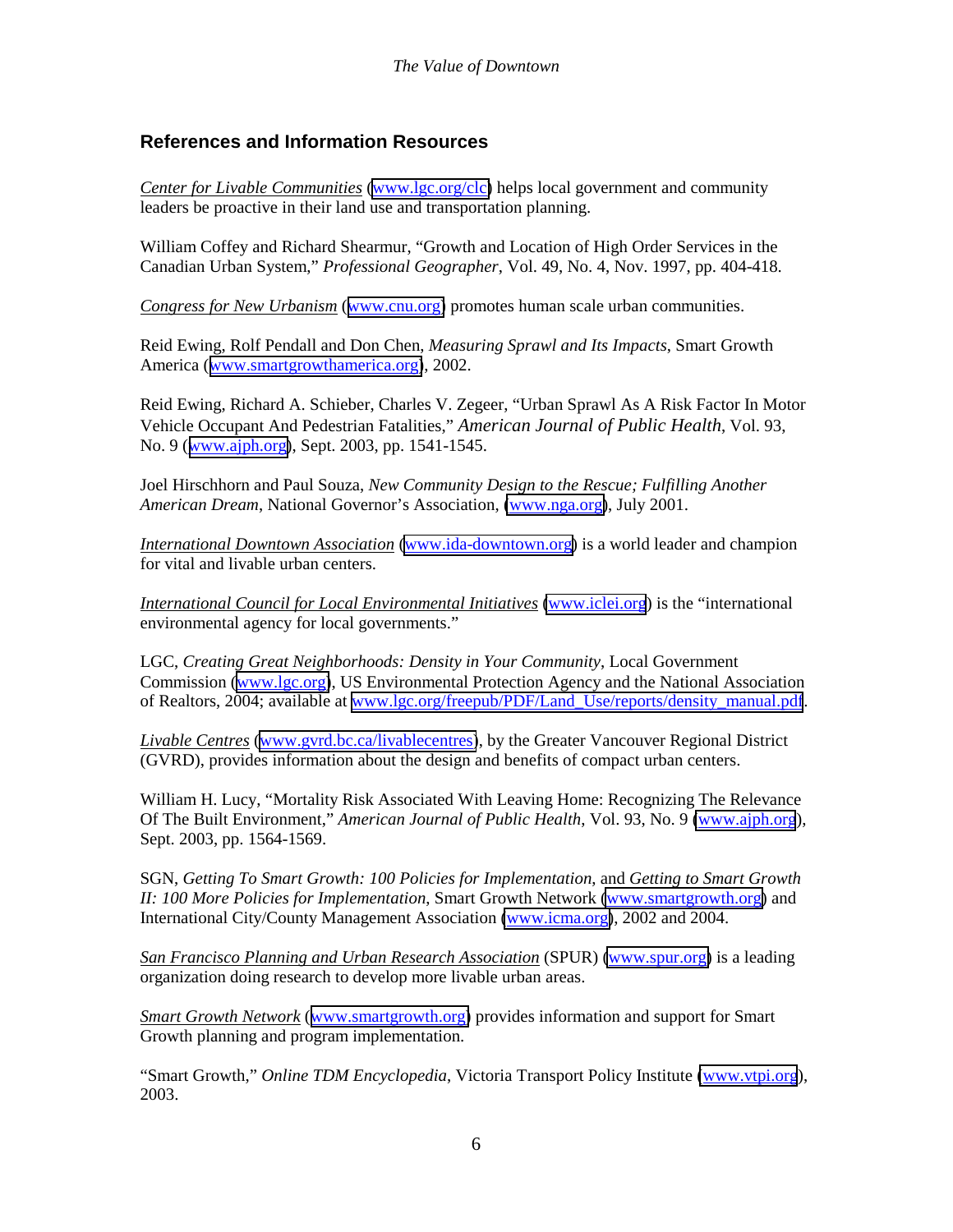## References and Information Resources

*Center for Livable Communities* (www.lgc.org/clc) helps local government and community leaders be proactive in their land use and transportation planning.

William Coffey and Richard Shearmur, "Growth and Location of High Order Services in the Canadian Urban System," *Professional Geographer*, Vol. 49, No. 4, Nov. 1997, pp. 404-418.

*Congress for New Urbanism* (www.cnu.org) promotes human scale urban communities.

Reid Ewing, Rolf Pendall and Don Chen, *Measuring Sprawl and Its Impacts*, Smart Growth America (www.smartgrowthamerica.org), 2002.

Reid Ewing, Richard A. Schieber, Charles V. Zegeer, "Urban Sprawl As A Risk Factor In Motor Vehicle Occupant And Pedestrian Fatalities," *American Journal of Public Health*, Vol. 93, No. 9 (www.ajph.org), Sept. 2003, pp. 1541-1545.

Joel Hirschhorn and Paul Souza, *New Community Design to the Rescue; Fulfilling Another American Dream*, National Governor's Association, (www.nga.org), July 2001.

*International Downtown Association* (www.ida-downtown.org) is a world leader and champion for vital and livable urban centers.

*International Council for Local Environmental Initiatives* (www.iclei.org) is the "international environmental agency for local governments."

LGC, *Creating Great Neighborhoods: Density in Your Community*, Local Government Commission (www.lgc.org), US Environmental Protection Agency and the National Association of Realtors, 2004; available at www.lgc.org/freepub/PDF/Land_Use/reports/density_manual.pdf.

*Livable Centres* (www.gvrd.bc.ca/livablecentres), by the Greater Vancouver Regional District (GVRD), provides information about the design and benefits of compact urban centers.

William H. Lucy, "Mortality Risk Associated With Leaving Home: Recognizing The Relevance Of The Built Environment," *American Journal of Public Health*, Vol. 93, No. 9 (www.ajph.org), Sept. 2003, pp. 1564-1569.

SGN, *Getting To Smart Growth: 100 Policies for Implementation*, and *Getting to Smart Growth II: 100 More Policies for Implementation*, Smart Growth Network (www.smartgrowth.org) and International City/County Management Association (www.icma.org), 2002 and 2004.

*San Francisco Planning and Urban Research Association* (SPUR) (www.spur.org) is a leading organization doing research to develop more livable urban areas.

*Smart Growth Network* (www.smartgrowth.org) provides information and support for Smart Growth planning and program implementation.

"Smart Growth," *Online TDM Encyclopedia*, Victoria Transport Policy Institute (www.vtpi.org), 2003.